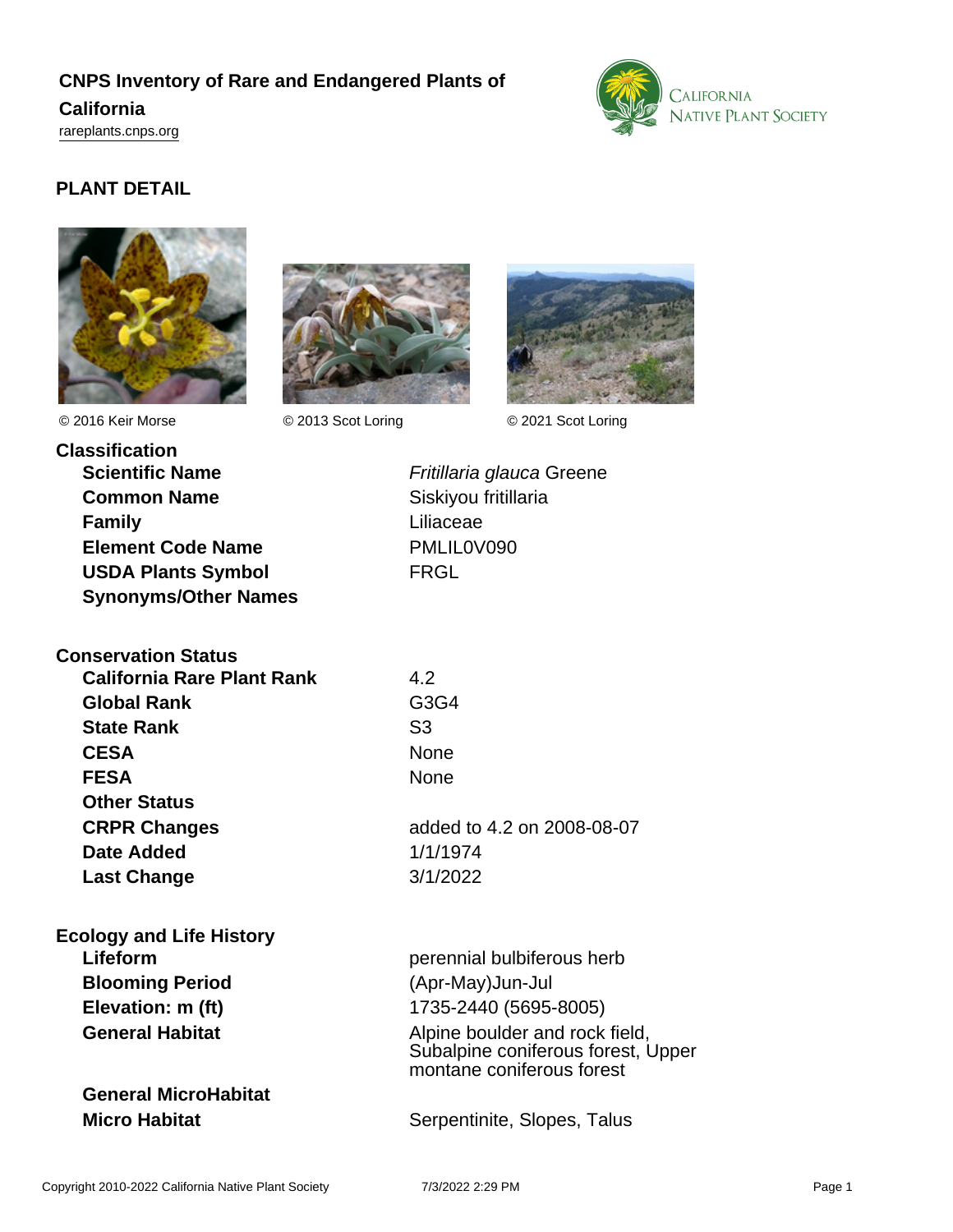# CNPS Inventory of Rare and Endangered Plants of California

rareplants.cnps.org

## PLANT DETAIL

© 2016 Keir Morse

© 2013 Scot Loring

© 2021 Scot Loring

### Classification

| | |
|---|---|
| **Scientific Name** | *Fritillaria glauca* Greene |
| **Common Name** | Siskiyou fritillaria |
| **Family** | Liliaceae |
| **Element Code Name** | PMLIL0V090 |
| **USDA Plants Symbol** | FRGL |
| **Synonyms/Other Names** | |

### Conservation Status

| | |
|---|---|
| **California Rare Plant Rank** | 4.2 |
| **Global Rank** | G3G4 |
| **State Rank** | S3 |
| **CESA** | None |
| **FESA** | None |
| **Other Status** | |
| **CRPR Changes** | added to 4.2 on 2008-08-07 |
| **Date Added** | 1/1/1974 |
| **Last Change** | 3/1/2022 |

### Ecology and Life History

| | |
|---|---|
| **Lifeform** | perennial bulbiferous herb |
| **Blooming Period** | (Apr-May)Jun-Jul |
| **Elevation: m (ft)** | 1735-2440 (5695-8005) |
| **General Habitat** | Alpine boulder and rock field, Subalpine coniferous forest, Upper montane coniferous forest |
| **General MicroHabitat** | |
| **Micro Habitat** | Serpentinite, Slopes, Talus |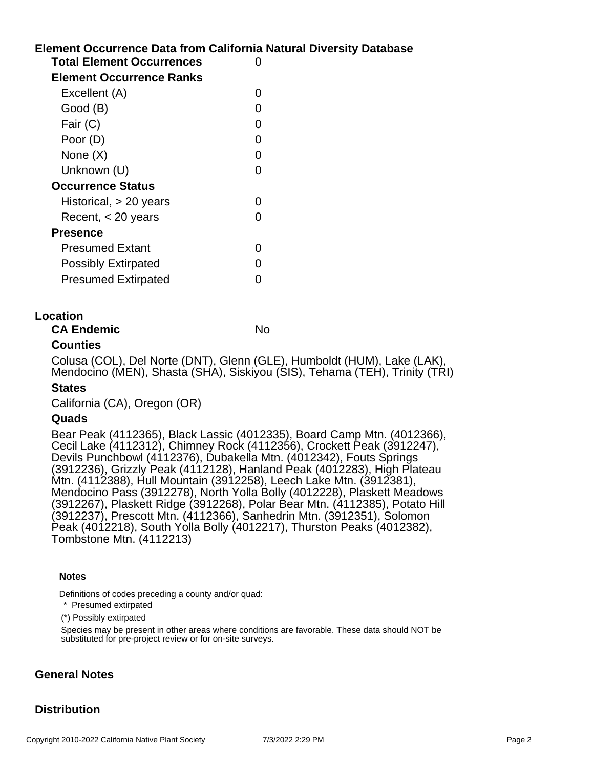## Element Occurrence Data from California Natural Diversity Database

| | |
|---|---|
| **Total Element Occurrences** | 0 |
| **Element Occurrence Ranks** | |
| Excellent (A) | 0 |
| Good (B) | 0 |
| Fair (C) | 0 |
| Poor (D) | 0 |
| None (X) | 0 |
| Unknown (U) | 0 |
| **Occurrence Status** | |
| Historical, > 20 years | 0 |
| Recent, < 20 years | 0 |
| **Presence** | |
| Presumed Extant | 0 |
| Possibly Extirpated | 0 |
| Presumed Extirpated | 0 |

## Location

**CA Endemic** No

### Counties

Colusa (COL), Del Norte (DNT), Glenn (GLE), Humboldt (HUM), Lake (LAK), Mendocino (MEN), Shasta (SHA), Siskiyou (SIS), Tehama (TEH), Trinity (TRI)

### States

California (CA), Oregon (OR)

### Quads

Bear Peak (4112365), Black Lassic (4012335), Board Camp Mtn. (4012366), Cecil Lake (4112312), Chimney Rock (4112356), Crockett Peak (3912247), Devils Punchbowl (4112376), Dubakella Mtn. (4012342), Fouts Springs (3912236), Grizzly Peak (4112128), Hanland Peak (4012283), High Plateau Mtn. (4112388), Hull Mountain (3912258), Leech Lake Mtn. (3912381), Mendocino Pass (3912278), North Yolla Bolly (4012228), Plaskett Meadows (3912267), Plaskett Ridge (3912268), Polar Bear Mtn. (4112385), Potato Hill (3912237), Prescott Mtn. (4112366), Sanhedrin Mtn. (3912351), Solomon Peak (4012218), South Yolla Bolly (4012217), Thurston Peaks (4012382), Tombstone Mtn. (4112213)

**Notes**

Definitions of codes preceding a county and/or quad:

* Presumed extirpated

(*) Possibly extirpated

Species may be present in other areas where conditions are favorable. These data should NOT be substituted for pre-project review or for on-site surveys.

## General Notes

## Distribution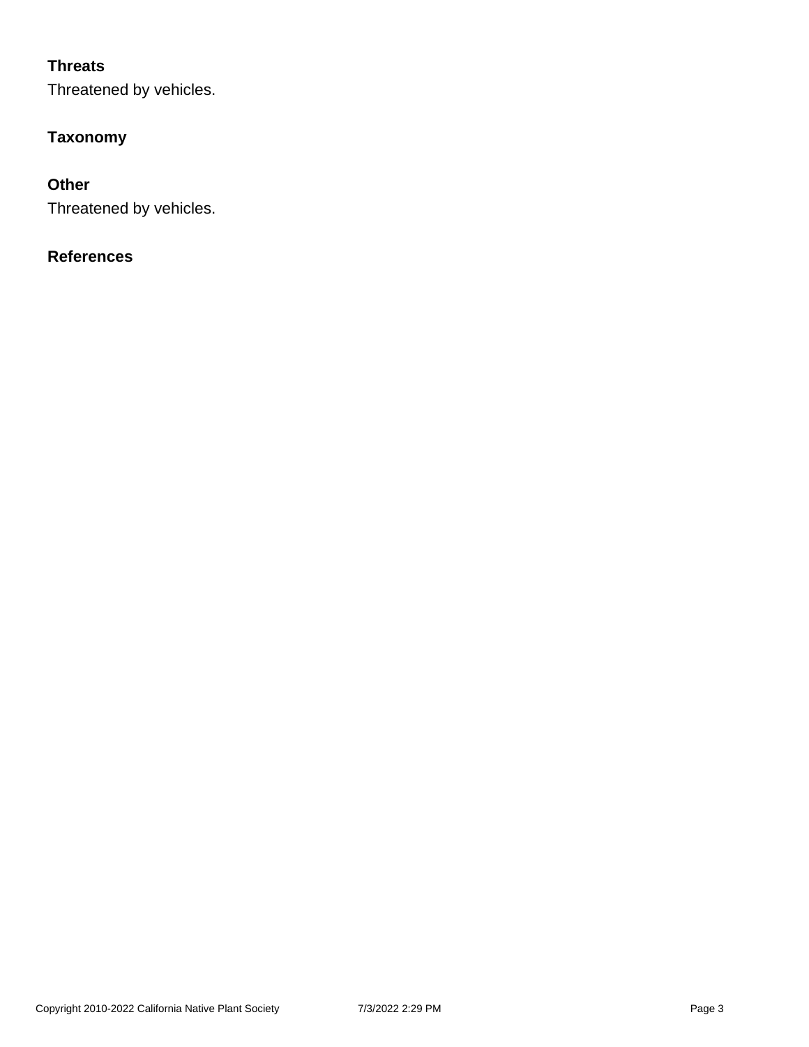### Threats

Threatened by vehicles.

### Taxonomy

### Other

Threatened by vehicles.

### References